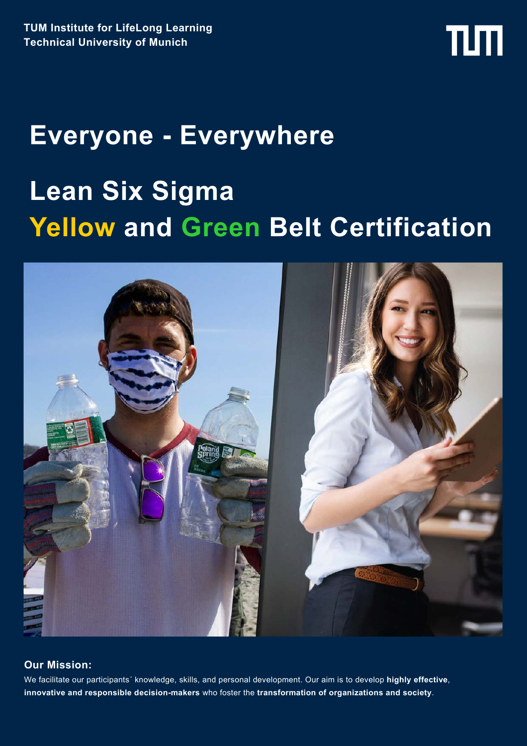**TUM Institute for LifeLong Learning**
**Technical University of Munich**

# Everyone - Everywhere

# Lean Six Sigma
# Yellow and Green Belt Certification

**Our Mission:**

We facilitate our participants´ knowledge, skills, and personal development. Our aim is to develop **highly effective**, **innovative and responsible decision-makers** who foster the **transformation of organizations and society**.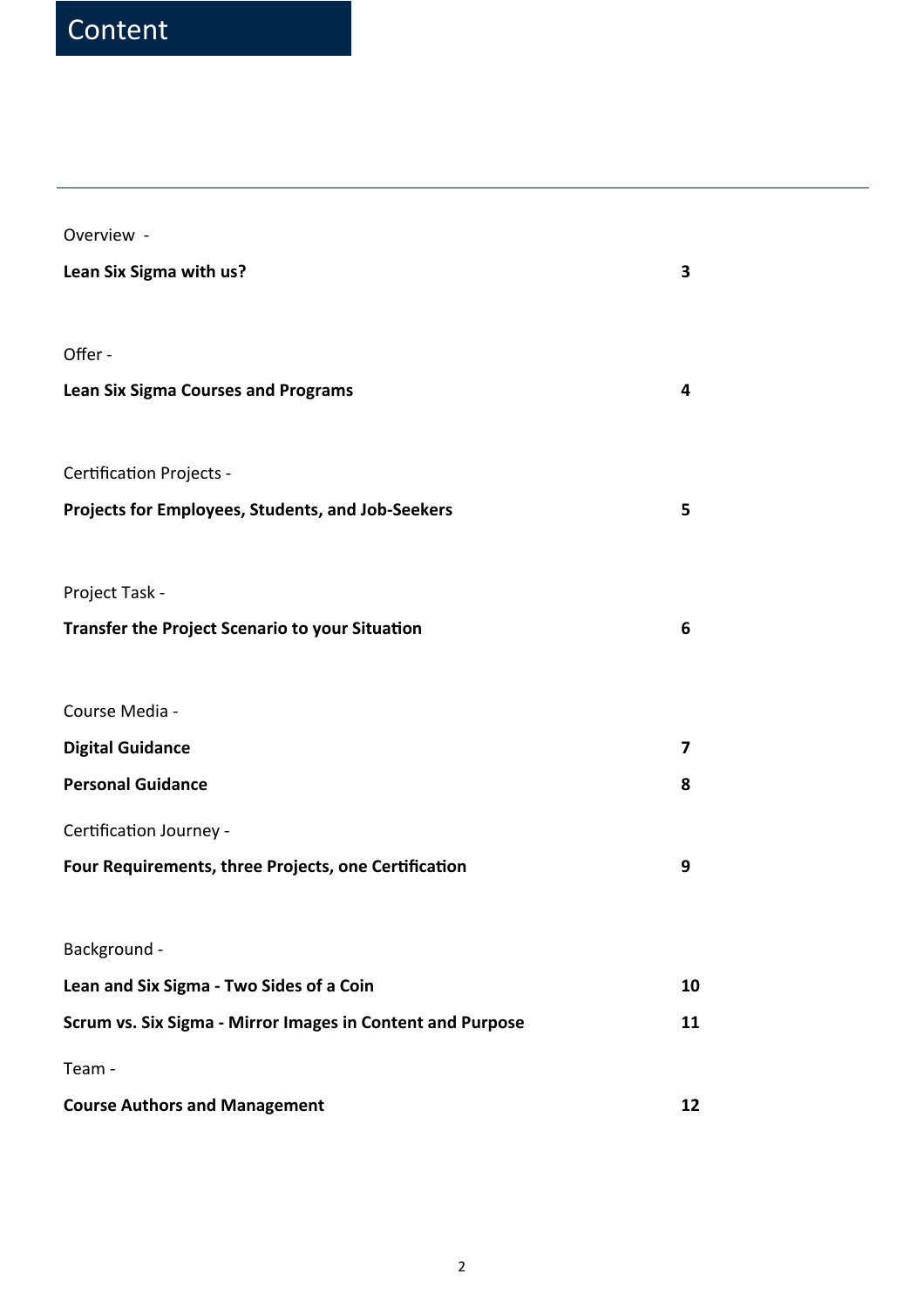# Content

| | |
|---|---|
| Overview - | |
| **Lean Six Sigma with us?** | **3** |
| Offer - | |
| **Lean Six Sigma Courses and Programs** | **4** |
| Certification Projects - | |
| **Projects for Employees, Students, and Job-Seekers** | **5** |
| Project Task - | |
| **Transfer the Project Scenario to your Situation** | **6** |
| Course Media - | |
| **Digital Guidance** | **7** |
| **Personal Guidance** | **8** |
| Certification Journey - | |
| **Four Requirements, three Projects, one Certification** | **9** |
| Background - | |
| **Lean and Six Sigma - Two Sides of a Coin** | **10** |
| **Scrum vs. Six Sigma - Mirror Images in Content and Purpose** | **11** |
| Team - | |
| **Course Authors and Management** | **12** |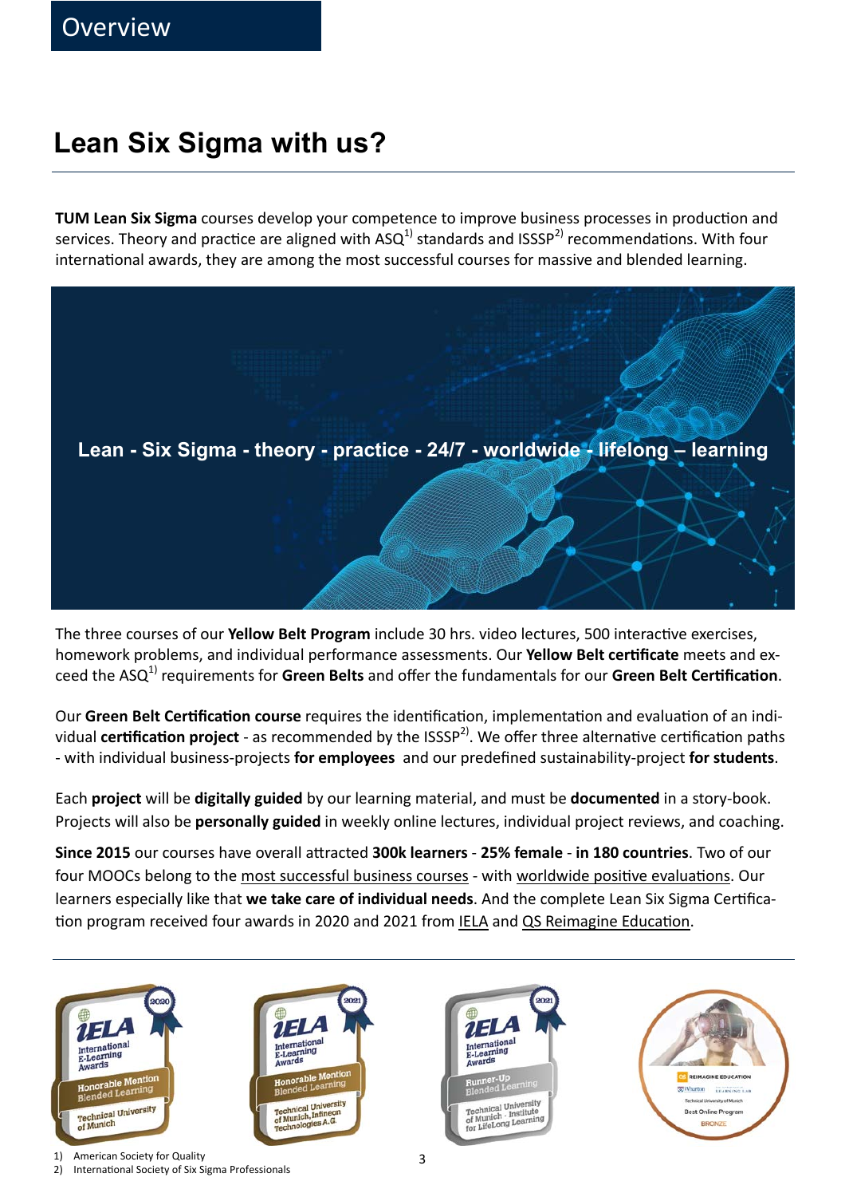Overview

## Lean Six Sigma with us?

**TUM Lean Six Sigma** courses develop your competence to improve business processes in production and services. Theory and practice are aligned with ASQ[1] standards and ISSSP[2] recommendations. With four international awards, they are among the most successful courses for massive and blended learning.

**Lean - Six Sigma - theory - practice - 24/7 - worldwide - lifelong – learning**

The three courses of our **Yellow Belt Program** include 30 hrs. video lectures, 500 interactive exercises, homework problems, and individual performance assessments. Our **Yellow Belt certificate** meets and exceed the ASQ[1] requirements for **Green Belts** and offer the fundamentals for our **Green Belt Certification**.

Our **Green Belt Certification course** requires the identification, implementation and evaluation of an individual **certification project** - as recommended by the ISSSP[2]. We offer three alternative certification paths - with individual business-projects **for employees** and our predefined sustainability-project **for students**.

Each **project** will be **digitally guided** by our learning material, and must be **documented** in a story-book. Projects will also be **personally guided** in weekly online lectures, individual project reviews, and coaching.

**Since 2015** our courses have overall attracted **300k learners** - **25% female** - **in 180 countries**. Two of our four MOOCs belong to the most successful business courses - with worldwide positive evaluations. Our learners especially like that **we take care of individual needs**. And the complete Lean Six Sigma Certification program received four awards in 2020 and 2021 from IELA and QS Reimagine Education.

IELA International E-Learning Awards 2020 – Honorable Mention Blended Learning – Technical University of Munich

IELA International E-Learning Awards 2021 – Honorable Mention Blended Learning – Technical University of Munich, Infineon Technologies A.G.

IELA International E-Learning Awards 2021 – Runner-Up Blended Learning – Technical University of Munich - Institute for LifeLong Learning

QS Reimagine Education – Wharton – Technical University of Munich – Best Online Program – BRONZE

1) American Society for Quality
2) International Society of Six Sigma Professionals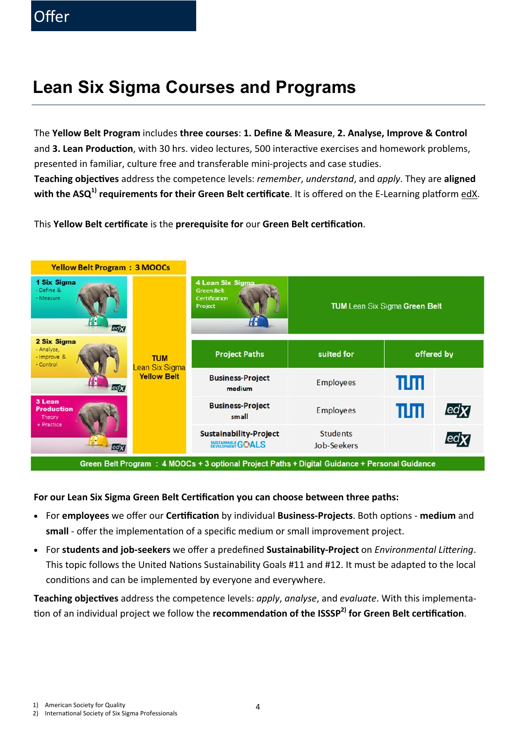# Offer

## Lean Six Sigma Courses and Programs

The **Yellow Belt Program** includes **three courses**: **1. Define & Measure**, **2. Analyse, Improve & Control** and **3. Lean Production**, with 30 hrs. video lectures, 500 interactive exercises and homework problems, presented in familiar, culture free and transferable mini-projects and case studies.

**Teaching objectives** address the competence levels: *remember*, *understand*, and *apply*. They are **aligned with the ASQ[1] requirements for their Green Belt certificate**. It is offered on the E-Learning platform edX.

This **Yellow Belt certificate** is the **prerequisite for** our **Green Belt certification**.

**Yellow Belt Program : 3 MOOCs**

- 1 Six Sigma – Define & – Measure (edX)
- 2 Six Sigma – Analyze, – Improve & – Control (edX)
- 3 Lean Production – Theory + Practice (edX)

→ TUM Lean Six Sigma Yellow Belt

4 Lean Six Sigma Green Belt Certification Project → TUM Lean Six Sigma Green Belt

| Project Paths | suited for | offered by | |
|---|---|---|---|
| Business-Project medium | Employees | TUM | |
| Business-Project small | Employees | TUM | edX |
| Sustainability-Project (Sustainable Development Goals) | Students, Job-Seekers | | edX |

**Green Belt Program : 4 MOOCs + 3 optional Project Paths + Digital Guidance + Personal Guidance**

**For our Lean Six Sigma Green Belt Certification you can choose between three paths:**

- For **employees** we offer our **Certification** by individual **Business-Projects**. Both options - **medium** and **small** - offer the implementation of a specific medium or small improvement project.
- For **students and job-seekers** we offer a predefined **Sustainability-Project** on *Environmental Littering*. This topic follows the United Nations Sustainability Goals #11 and #12. It must be adapted to the local conditions and can be implemented by everyone and everywhere.

**Teaching objectives** address the competence levels: *apply*, *analyse*, and *evaluate*. With this implementation of an individual project we follow the **recommendation of the ISSSP[2] for Green Belt certification**.

1) American Society for Quality
2) International Society of Six Sigma Professionals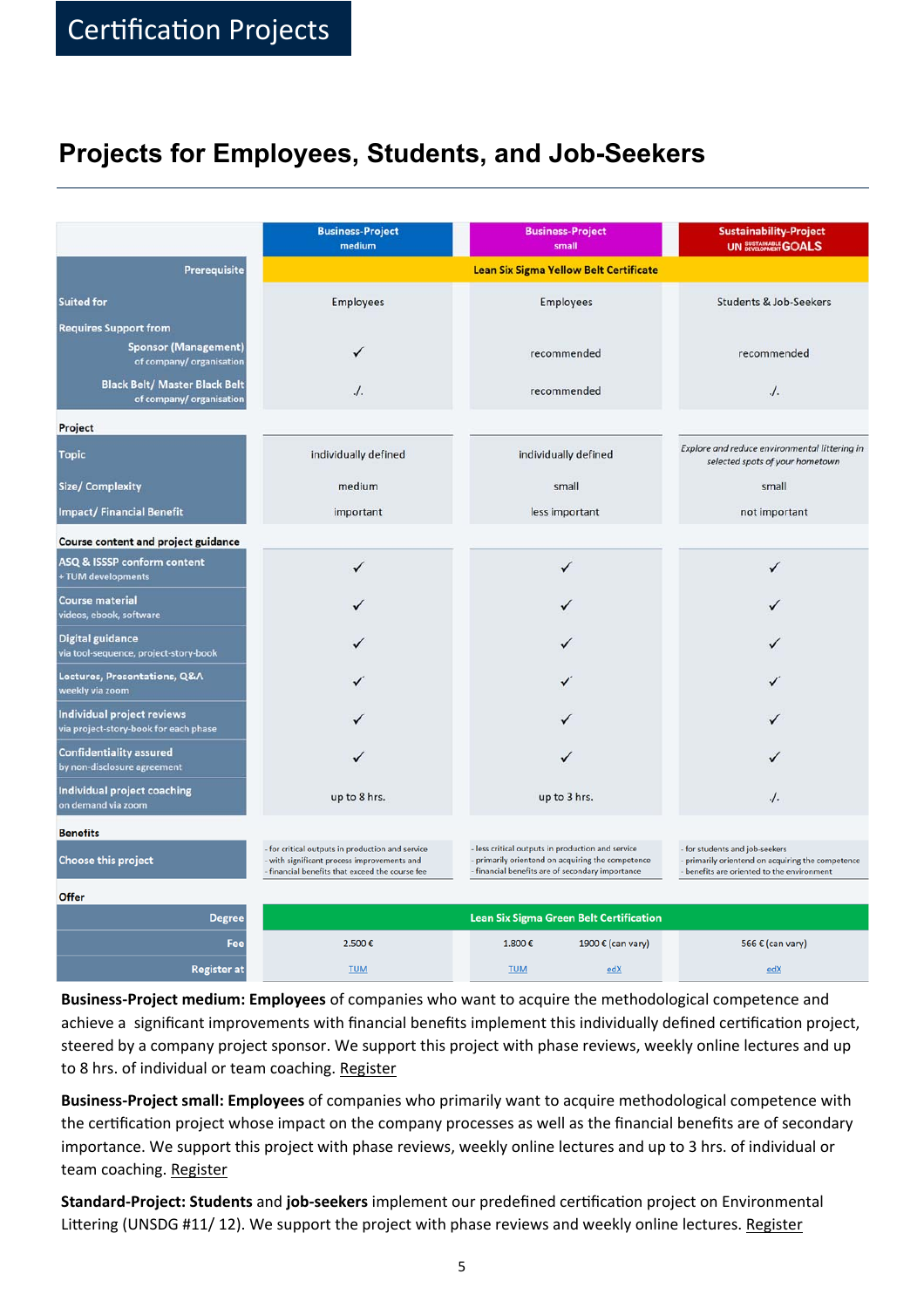# Certification Projects

## Projects for Employees, Students, and Job-Seekers

| | Business-Project medium | Business-Project small | | Sustainability-Project UN SUSTAINABLE DEVELOPMENT GOALS |
|---|---|---|---|---|
| **Prerequisite** | Lean Six Sigma Yellow Belt Certificate | | | |
| **Suited for** | Employees | Employees | | Students & Job-Seekers |
| **Requires Support from** | | | | |
| **Sponsor (Management)** of company/ organisation | ✓ | recommended | | recommended |
| **Black Belt/ Master Black Belt** of company/ organisation | ./. | recommended | | ./. |
| **Project** | | | | |
| **Topic** | individually defined | individually defined | | *Explore and reduce environmental littering in selected spots of your hometown* |
| **Size/ Complexity** | medium | small | | small |
| **Impact/ Financial Benefit** | important | less important | | not important |
| **Course content and project guidance** | | | | |
| **ASQ & ISSSP conform content** + TUM developments | ✓ | ✓ | | ✓ |
| **Course material** videos, ebook, software | ✓ | ✓ | | ✓ |
| **Digital guidance** via tool-sequence, project-story-book | ✓ | ✓ | | ✓ |
| **Lectures, Presentations, Q&A** weekly via zoom | ✓ | ✓ | | ✓ |
| **Individual project reviews** via project-story-book for each phase | ✓ | ✓ | | ✓ |
| **Confidentiality assured** by non-disclosure agreement | ✓ | ✓ | | ✓ |
| **Individual project coaching** on demand via zoom | up to 8 hrs. | up to 3 hrs. | | ./. |
| **Benefits** | | | | |
| **Choose this project** | - for critical outputs in production and service - with significant process improvements and - financial benefits that exceed the course fee | - less critical outputs in production and service - primarily oriented on acquiring the competence - financial benefits are of secondary importance | | - for students and job-seekers - primarily oriented on acquiring the competence - benefits are oriented to the environment |
| **Offer** | | | | |
| **Degree** | Lean Six Sigma Green Belt Certification | | | |
| **Fee** | 2.500 € | 1.800 € | 1900 € (can vary) | 566 € (can vary) |
| **Register at** | TUM | TUM | edX | edX |

**Business-Project medium: Employees** of companies who want to acquire the methodological competence and achieve a significant improvements with financial benefits implement this individually defined certification project, steered by a company project sponsor. We support this project with phase reviews, weekly online lectures and up to 8 hrs. of individual or team coaching. Register

**Business-Project small: Employees** of companies who primarily want to acquire methodological competence with the certification project whose impact on the company processes as well as the financial benefits are of secondary importance. We support this project with phase reviews, weekly online lectures and up to 3 hrs. of individual or team coaching. Register

**Standard-Project: Students** and **job-seekers** implement our predefined certification project on Environmental Littering (UNSDG #11/ 12). We support the project with phase reviews and weekly online lectures. Register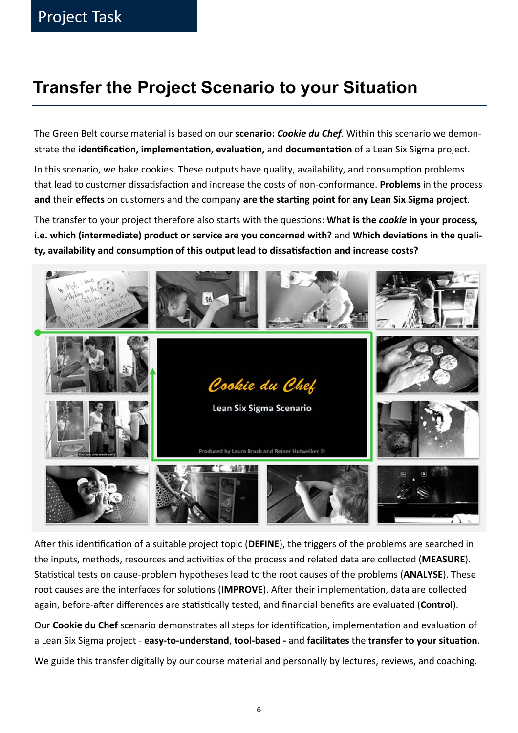Project Task

# Transfer the Project Scenario to your Situation

The Green Belt course material is based on our **scenario: *Cookie du Chef***. Within this scenario we demonstrate the **identification, implementation, evaluation,** and **documentation** of a Lean Six Sigma project.

In this scenario, we bake cookies. These outputs have quality, availability, and consumption problems that lead to customer dissatisfaction and increase the costs of non-conformance. **Problems** in the process **and** their **effects** on customers and the company **are the starting point for any Lean Six Sigma project**.

The transfer to your project therefore also starts with the questions: **What is the *cookie* in your process, i.e. which (intermediate) product or service are you concerned with?** and **Which deviations in the quality, availability and consumption of this output lead to dissatisfaction and increase costs?**

After this identification of a suitable project topic (**DEFINE**), the triggers of the problems are searched in the inputs, methods, resources and activities of the process and related data are collected (**MEASURE**). Statistical tests on cause-problem hypotheses lead to the root causes of the problems (**ANALYSE**). These root causes are the interfaces for solutions (**IMPROVE**). After their implementation, data are collected again, before-after differences are statistically tested, and financial benefits are evaluated (**Control**).

Our **Cookie du Chef** scenario demonstrates all steps for identification, implementation and evaluation of a Lean Six Sigma project - **easy-to-understand**, **tool-based -** and **facilitates** the **transfer to your situation**.

We guide this transfer digitally by our course material and personally by lectures, reviews, and coaching.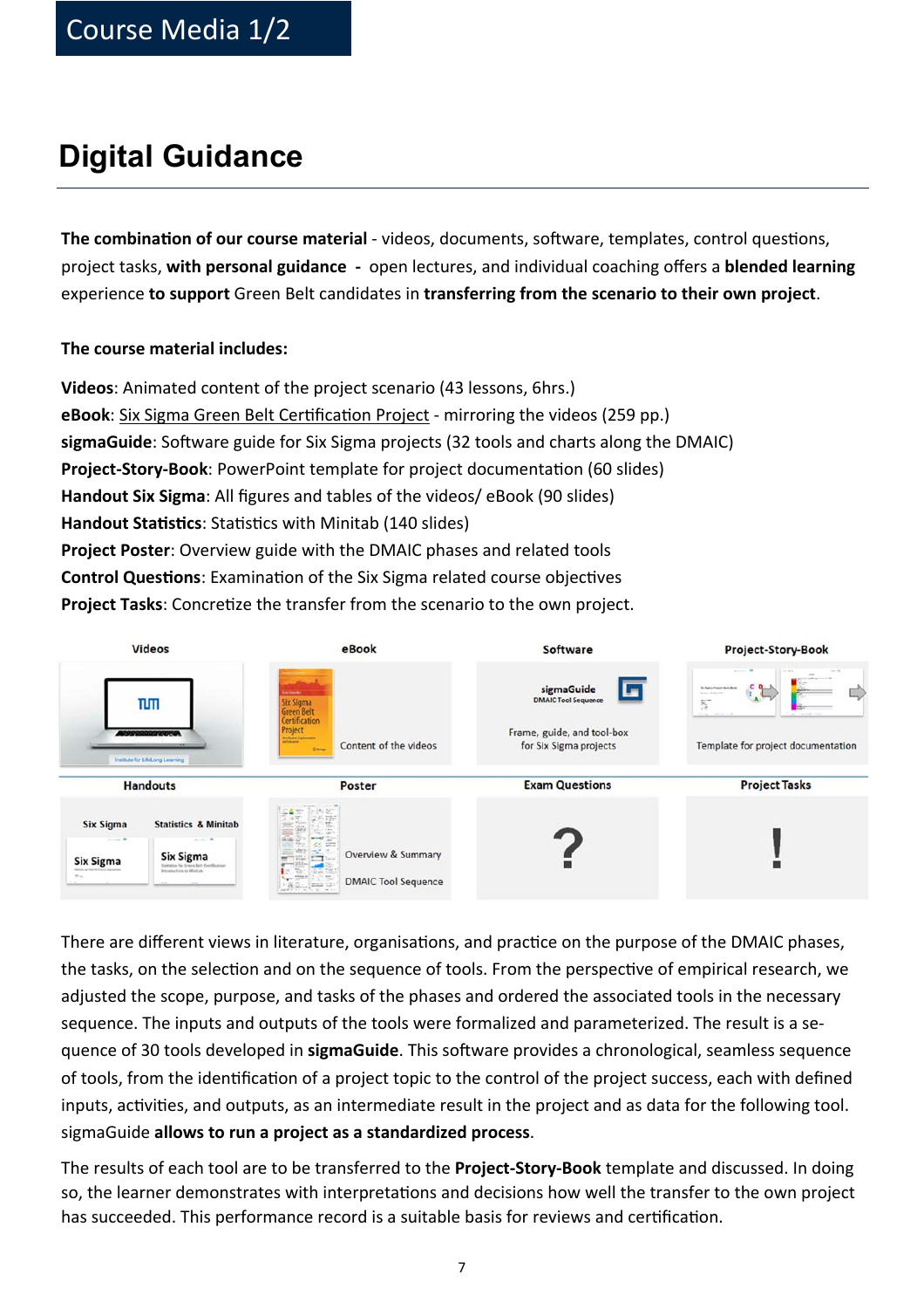# Course Media 1/2

## Digital Guidance

**The combination of our course material** - videos, documents, software, templates, control questions, project tasks, **with personal guidance** - open lectures, and individual coaching offers a **blended learning** experience **to support** Green Belt candidates in **transferring from the scenario to their own project**.

**The course material includes:**

**Videos**: Animated content of the project scenario (43 lessons, 6hrs.)
**eBook**: Six Sigma Green Belt Certification Project - mirroring the videos (259 pp.)
**sigmaGuide**: Software guide for Six Sigma projects (32 tools and charts along the DMAIC)
**Project-Story-Book**: PowerPoint template for project documentation (60 slides)
**Handout Six Sigma**: All figures and tables of the videos/ eBook (90 slides)
**Handout Statistics**: Statistics with Minitab (140 slides)
**Project Poster**: Overview guide with the DMAIC phases and related tools
**Control Questions**: Examination of the Six Sigma related course objectives
**Project Tasks**: Concretize the transfer from the scenario to the own project.

| Videos | eBook | Software | Project-Story-Book |
|---|---|---|---|
| Institute for LifeLong Learning | Content of the videos | sigmaGuide DMAIC Tool Sequence — Frame, guide, and tool-box for Six Sigma projects | Template for project documentation |
| **Handouts** | **Poster** | **Exam Questions** | **Project Tasks** |
| Six Sigma — Statistics & Minitab | Overview & Summary — DMAIC Tool Sequence | ? | ! |

There are different views in literature, organisations, and practice on the purpose of the DMAIC phases, the tasks, on the selection and on the sequence of tools. From the perspective of empirical research, we adjusted the scope, purpose, and tasks of the phases and ordered the associated tools in the necessary sequence. The inputs and outputs of the tools were formalized and parameterized. The result is a sequence of 30 tools developed in **sigmaGuide**. This software provides a chronological, seamless sequence of tools, from the identification of a project topic to the control of the project success, each with defined inputs, activities, and outputs, as an intermediate result in the project and as data for the following tool. sigmaGuide **allows to run a project as a standardized process**.

The results of each tool are to be transferred to the **Project-Story-Book** template and discussed. In doing so, the learner demonstrates with interpretations and decisions how well the transfer to the own project has succeeded. This performance record is a suitable basis for reviews and certification.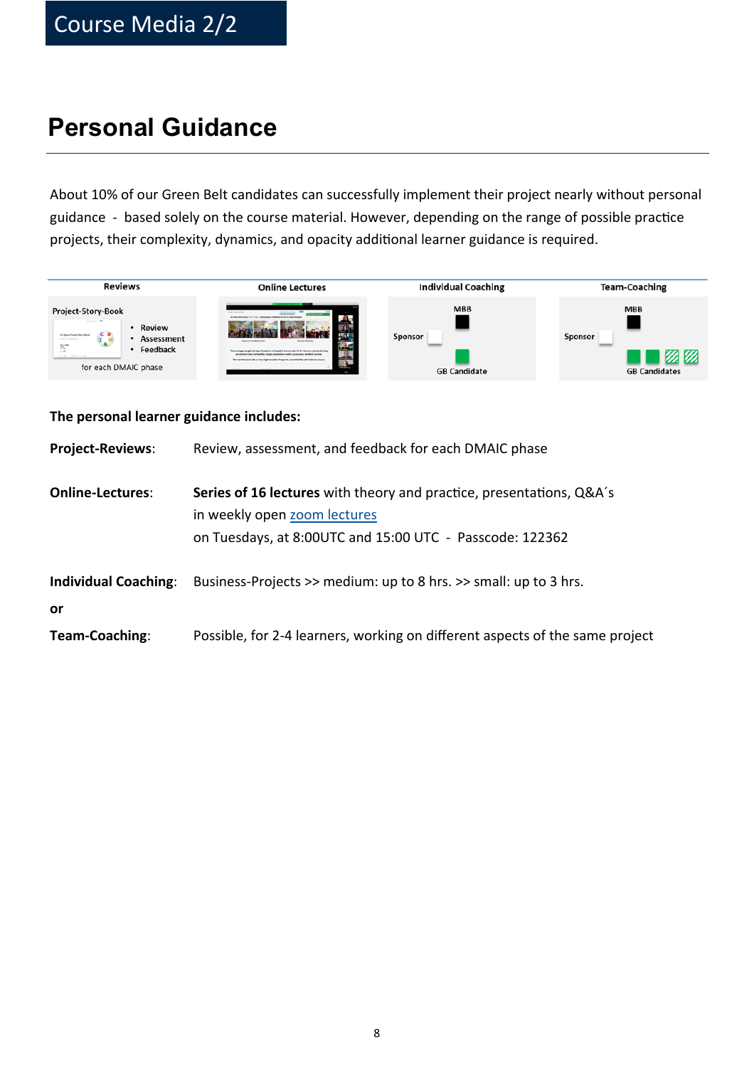# Course Media 2/2

## Personal Guidance

About 10% of our Green Belt candidates can successfully implement their project nearly without personal guidance - based solely on the course material. However, depending on the range of possible practice projects, their complexity, dynamics, and opacity additional learner guidance is required.

| Reviews | Online Lectures | Individual Coaching | Team-Coaching |
|---|---|---|---|
| Project-Story-Book • Review • Assessment • Feedback for each DMAIC phase | | MBB Sponsor GB Candidate | MBB Sponsor GB Candidates |

**The personal learner guidance includes:**

**Project-Reviews**: Review, assessment, and feedback for each DMAIC phase

**Online-Lectures**: **Series of 16 lectures** with theory and practice, presentations, Q&A´s in weekly open zoom lectures on Tuesdays, at 8:00UTC and 15:00 UTC - Passcode: 122362

**Individual Coaching**: Business-Projects >> medium: up to 8 hrs. >> small: up to 3 hrs.

**or**

**Team-Coaching**: Possible, for 2-4 learners, working on different aspects of the same project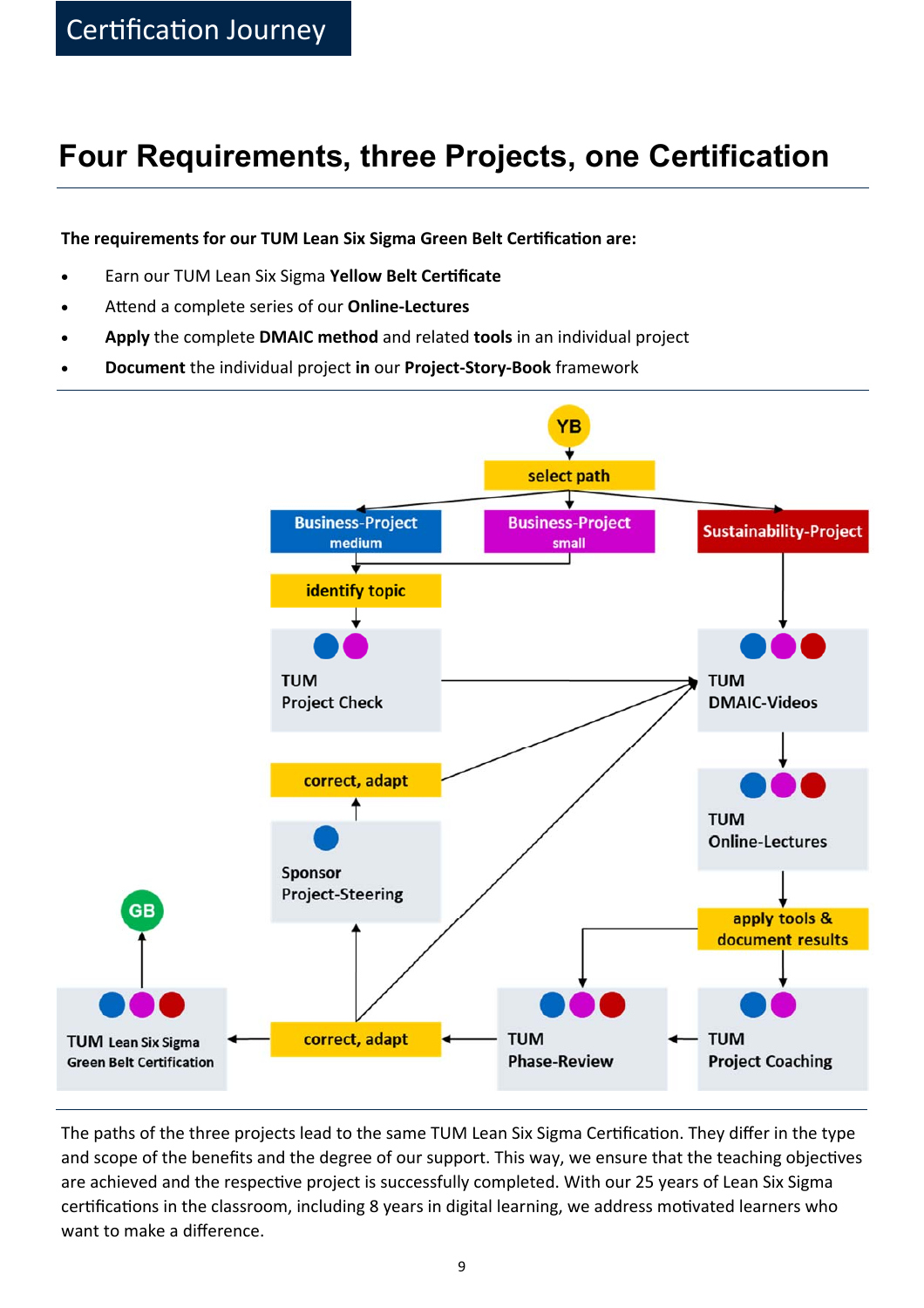# Four Requirements, three Projects, one Certification

**The requirements for our TUM Lean Six Sigma Green Belt Certification are:**

- Earn our TUM Lean Six Sigma **Yellow Belt Certificate**
- Attend a complete series of our **Online-Lectures**
- **Apply** the complete **DMAIC method** and related **tools** in an individual project
- **Document** the individual project **in** our **Project-Story-Book** framework

YB

select path

Business-Project medium | Business-Project small | Sustainability-Project

identify topic

TUM Project Check

TUM DMAIC-Videos

correct, adapt

TUM Online-Lectures

Sponsor Project-Steering

apply tools & document results

GB

TUM Lean Six Sigma Green Belt Certification

correct, adapt

TUM Phase-Review

TUM Project Coaching

The paths of the three projects lead to the same TUM Lean Six Sigma Certification. They differ in the type and scope of the benefits and the degree of our support. This way, we ensure that the teaching objectives are achieved and the respective project is successfully completed. With our 25 years of Lean Six Sigma certifications in the classroom, including 8 years in digital learning, we address motivated learners who want to make a difference.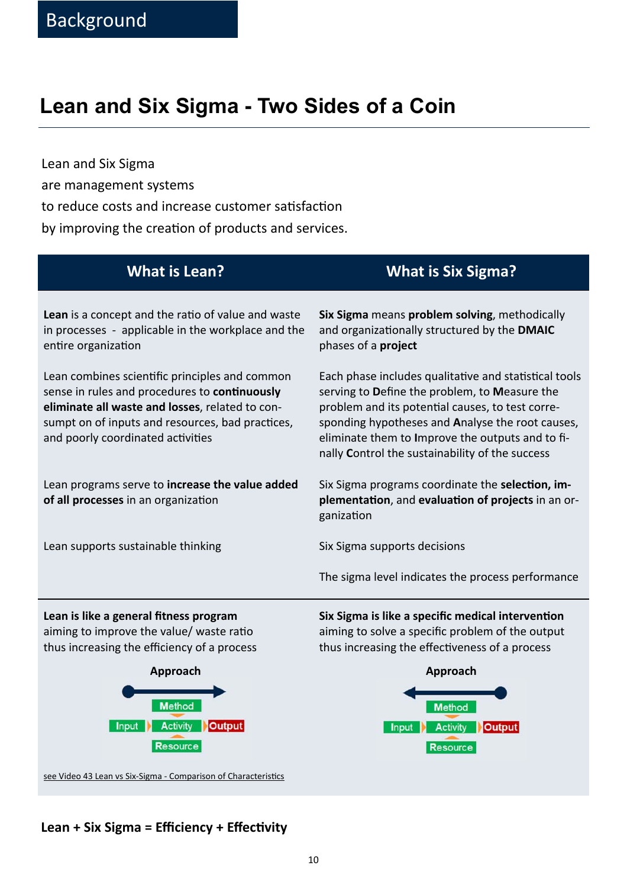Background

# Lean and Six Sigma - Two Sides of a Coin

Lean and Six Sigma
are management systems
to reduce costs and increase customer satisfaction
by improving the creation of products and services.

| What is Lean? | What is Six Sigma? |
|---|---|
| **Lean** is a concept and the ratio of value and waste in processes - applicable in the workplace and the entire organization | **Six Sigma** means **problem solving**, methodically and organizationally structured by the **DMAIC** phases of a **project** |
| Lean combines scientific principles and common sense in rules and procedures to **continuously eliminate all waste and losses**, related to consumpt on of inputs and resources, bad practices, and poorly coordinated activities | Each phase includes qualitative and statistical tools serving to **D**efine the problem, to **M**easure the problem and its potential causes, to test corresponding hypotheses and **A**nalyse the root causes, eliminate them to **I**mprove the outputs and to finally **C**ontrol the sustainability of the success |
| Lean programs serve to **increase the value added of all processes** in an organization | Six Sigma programs coordinate the **selection, implementation**, and **evaluation of projects** in an organization |
| Lean supports sustainable thinking | Six Sigma supports decisions |
| | The sigma level indicates the process performance |
| **Lean is like a general fitness program** aiming to improve the value/ waste ratio thus increasing the efficiency of a process | **Six Sigma is like a specific medical intervention** aiming to solve a specific problem of the output thus increasing the effectiveness of a process |
| **Approach** | **Approach** |
| Method, Input, Activity, Output, Resource | Method, Input, Activity, Output, Resource |

see Video 43 Lean vs Six-Sigma - Comparison of Characteristics

**Lean + Six Sigma = Efficiency + Effectivity**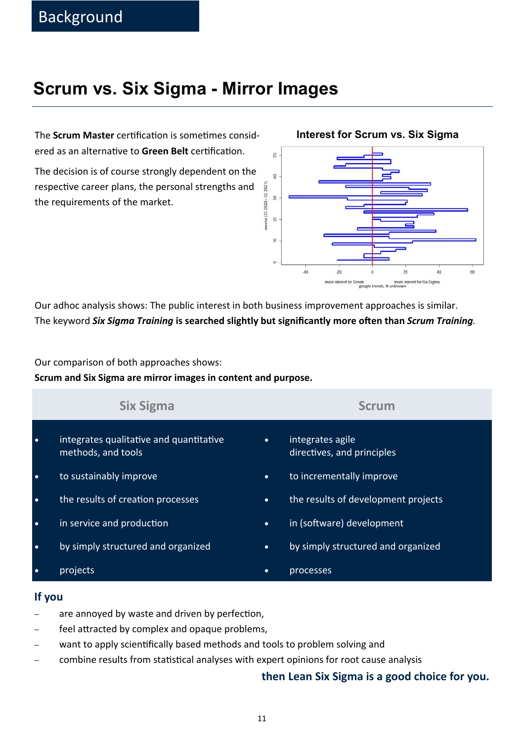# Background

## Scrum vs. Six Sigma - Mirror Images

The **Scrum Master** certification is sometimes considered as an alternative to **Green Belt** certification.

The decision is of course strongly dependent on the respective career plans, the personal strengths and the requirements of the market.

**Interest for Scrum vs. Six Sigma**

Our adhoc analysis shows: The public interest in both business improvement approaches is similar. The keyword ***Six Sigma Training*** **is searched slightly but significantly more often than** ***Scrum Training***.

Our comparison of both approaches shows:
**Scrum and Six Sigma are mirror images in content and purpose.**

| Six Sigma | Scrum |
| --- | --- |
| • integrates qualitative and quantitative methods, and tools | • integrates agile directives, and principles |
| • to sustainably improve | • to incrementally improve |
| • the results of creation processes | • the results of development projects |
| • in service and production | • in (software) development |
| • by simply structured and organized | • by simply structured and organized |
| • projects | • processes |

### If you

- are annoyed by waste and driven by perfection,
- feel attracted by complex and opaque problems,
- want to apply scientifically based methods and tools to problem solving and
- combine results from statistical analyses with expert opinions for root cause analysis

**then Lean Six Sigma is a good choice for you.**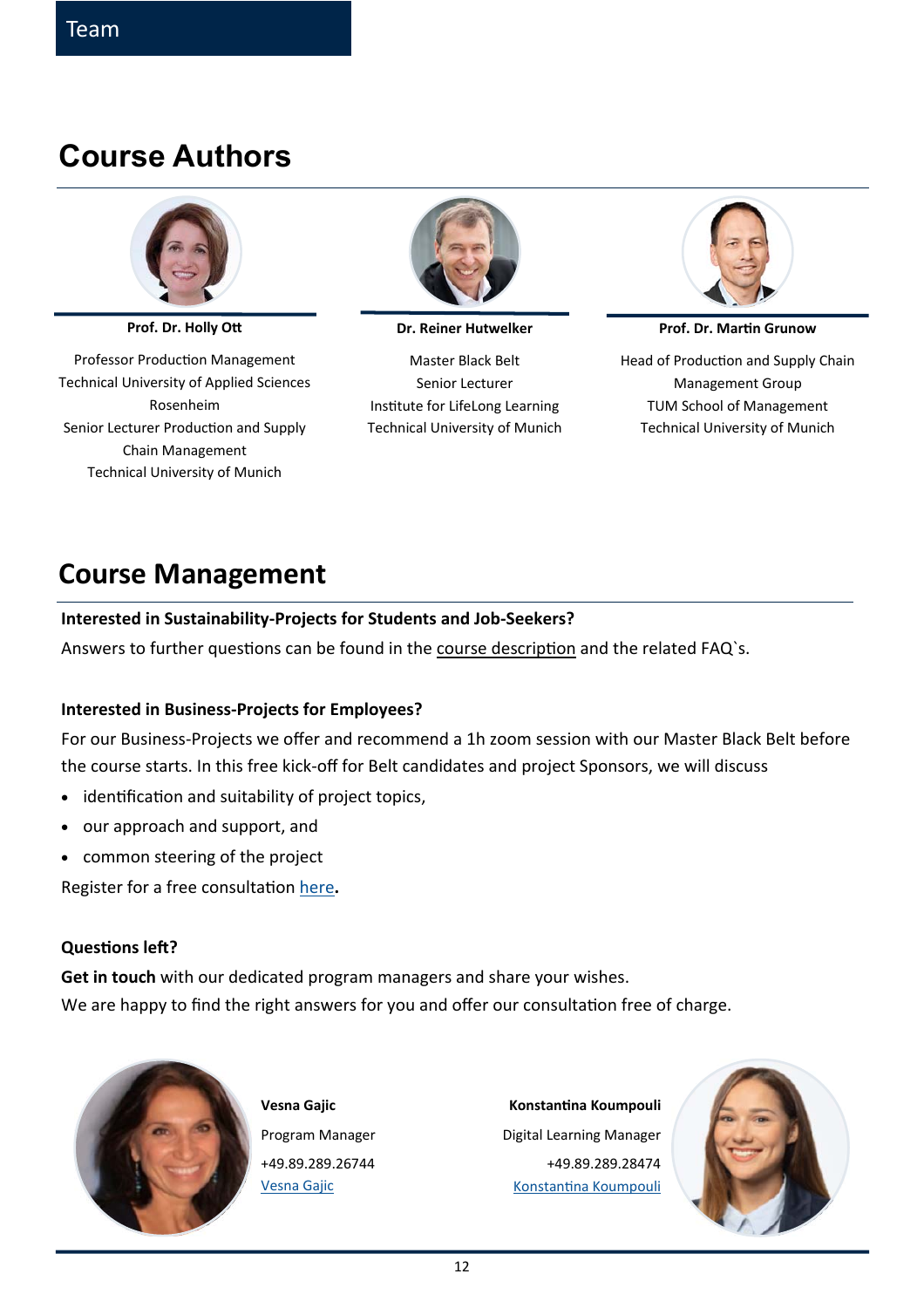Team

# Course Authors

**Prof. Dr. Holly Ott**

Professor Production Management
Technical University of Applied Sciences Rosenheim
Senior Lecturer Production and Supply Chain Management
Technical University of Munich

**Dr. Reiner Hutwelker**

Master Black Belt
Senior Lecturer
Institute for LifeLong Learning
Technical University of Munich

**Prof. Dr. Martin Grunow**

Head of Production and Supply Chain Management Group
TUM School of Management
Technical University of Munich

# Course Management

**Interested in Sustainability-Projects for Students and Job-Seekers?**

Answers to further questions can be found in the course description and the related FAQ`s.

**Interested in Business-Projects for Employees?**

For our Business-Projects we offer and recommend a 1h zoom session with our Master Black Belt before the course starts. In this free kick-off for Belt candidates and project Sponsors, we will discuss

- identification and suitability of project topics,
- our approach and support, and
- common steering of the project

Register for a free consultation here**.**

**Questions left?**

**Get in touch** with our dedicated program managers and share your wishes.
We are happy to find the right answers for you and offer our consultation free of charge.

**Vesna Gajic**
Program Manager
+49.89.289.26744
Vesna Gajic

**Konstantina Koumpouli**
Digital Learning Manager
+49.89.289.28474
Konstantina Koumpouli